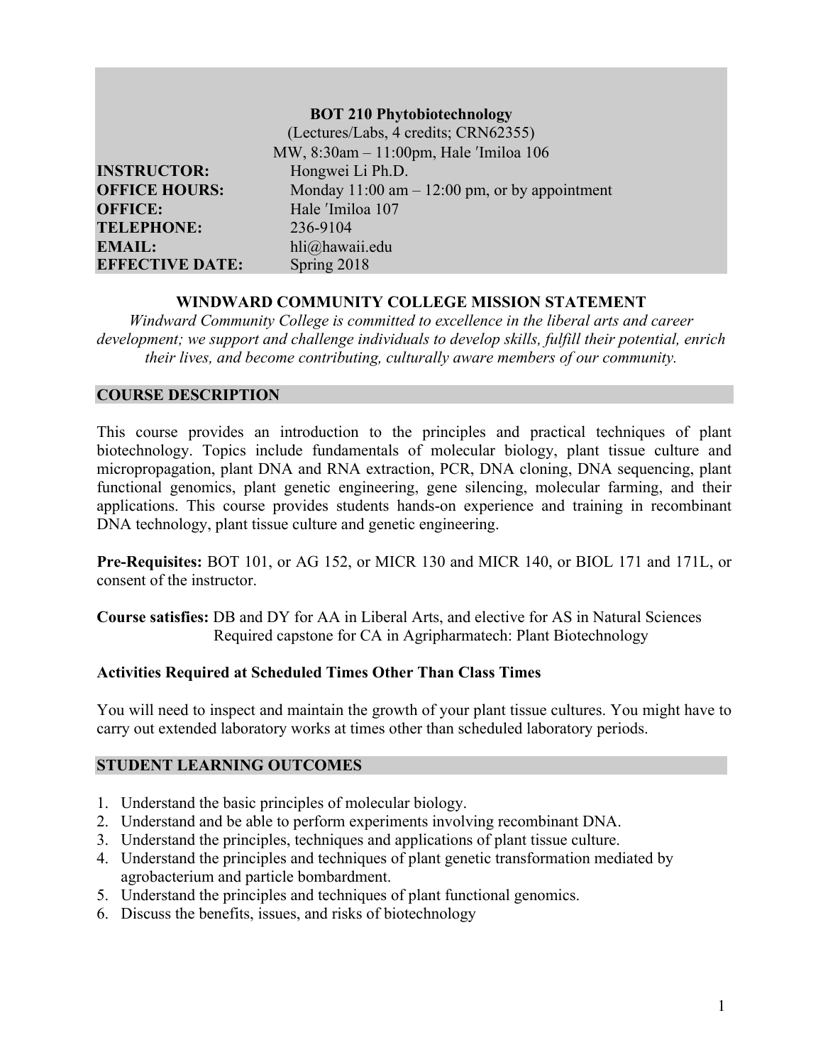# BOT 210 Phytobiotechnology

(Lectures/Labs, 4 credits; CRN62355)

MW, 8:30am – 11:00pm, Hale ʻImiloa 106

**INSTRUCTOR:** Hongwei Li Ph.D.
**OFFICE HOURS:** Monday 11:00 am – 12:00 pm, or by appointment
**OFFICE:** Hale ʻImiloa 107
**TELEPHONE:** 236-9104
**EMAIL:** hli@hawaii.edu
**EFFECTIVE DATE:** Spring 2018

## WINDWARD COMMUNITY COLLEGE MISSION STATEMENT

*Windward Community College is committed to excellence in the liberal arts and career development; we support and challenge individuals to develop skills, fulfill their potential, enrich their lives, and become contributing, culturally aware members of our community.*

## COURSE DESCRIPTION

This course provides an introduction to the principles and practical techniques of plant biotechnology. Topics include fundamentals of molecular biology, plant tissue culture and micropropagation, plant DNA and RNA extraction, PCR, DNA cloning, DNA sequencing, plant functional genomics, plant genetic engineering, gene silencing, molecular farming, and their applications. This course provides students hands-on experience and training in recombinant DNA technology, plant tissue culture and genetic engineering.

**Pre-Requisites:** BOT 101, or AG 152, or MICR 130 and MICR 140, or BIOL 171 and 171L, or consent of the instructor.

**Course satisfies:** DB and DY for AA in Liberal Arts, and elective for AS in Natural Sciences
Required capstone for CA in Agripharmatech: Plant Biotechnology

### Activities Required at Scheduled Times Other Than Class Times

You will need to inspect and maintain the growth of your plant tissue cultures. You might have to carry out extended laboratory works at times other than scheduled laboratory periods.

## STUDENT LEARNING OUTCOMES

1. Understand the basic principles of molecular biology.
2. Understand and be able to perform experiments involving recombinant DNA.
3. Understand the principles, techniques and applications of plant tissue culture.
4. Understand the principles and techniques of plant genetic transformation mediated by agrobacterium and particle bombardment.
5. Understand the principles and techniques of plant functional genomics.
6. Discuss the benefits, issues, and risks of biotechnology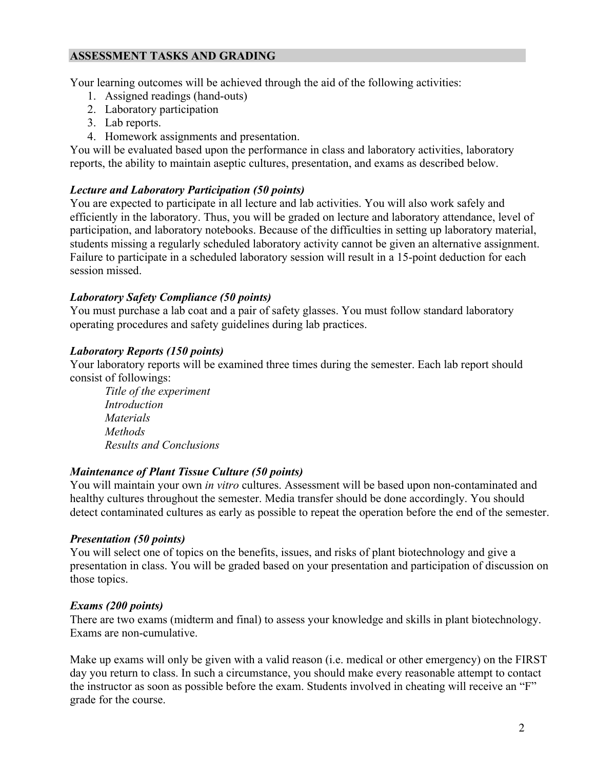## ASSESSMENT TASKS AND GRADING

Your learning outcomes will be achieved through the aid of the following activities:

1. Assigned readings (hand-outs)
2. Laboratory participation
3. Lab reports.
4. Homework assignments and presentation.

You will be evaluated based upon the performance in class and laboratory activities, laboratory reports, the ability to maintain aseptic cultures, presentation, and exams as described below.

***Lecture and Laboratory Participation (50 points)***

You are expected to participate in all lecture and lab activities. You will also work safely and efficiently in the laboratory. Thus, you will be graded on lecture and laboratory attendance, level of participation, and laboratory notebooks. Because of the difficulties in setting up laboratory material, students missing a regularly scheduled laboratory activity cannot be given an alternative assignment. Failure to participate in a scheduled laboratory session will result in a 15-point deduction for each session missed.

***Laboratory Safety Compliance (50 points)***

You must purchase a lab coat and a pair of safety glasses. You must follow standard laboratory operating procedures and safety guidelines during lab practices.

***Laboratory Reports (150 points)***

Your laboratory reports will be examined three times during the semester. Each lab report should consist of followings:

*Title of the experiment*
*Introduction*
*Materials*
*Methods*
*Results and Conclusions*

***Maintenance of Plant Tissue Culture (50 points)***

You will maintain your own *in vitro* cultures. Assessment will be based upon non-contaminated and healthy cultures throughout the semester. Media transfer should be done accordingly. You should detect contaminated cultures as early as possible to repeat the operation before the end of the semester.

***Presentation (50 points)***

You will select one of topics on the benefits, issues, and risks of plant biotechnology and give a presentation in class. You will be graded based on your presentation and participation of discussion on those topics.

***Exams (200 points)***

There are two exams (midterm and final) to assess your knowledge and skills in plant biotechnology. Exams are non-cumulative.

Make up exams will only be given with a valid reason (i.e. medical or other emergency) on the FIRST day you return to class. In such a circumstance, you should make every reasonable attempt to contact the instructor as soon as possible before the exam. Students involved in cheating will receive an "F" grade for the course.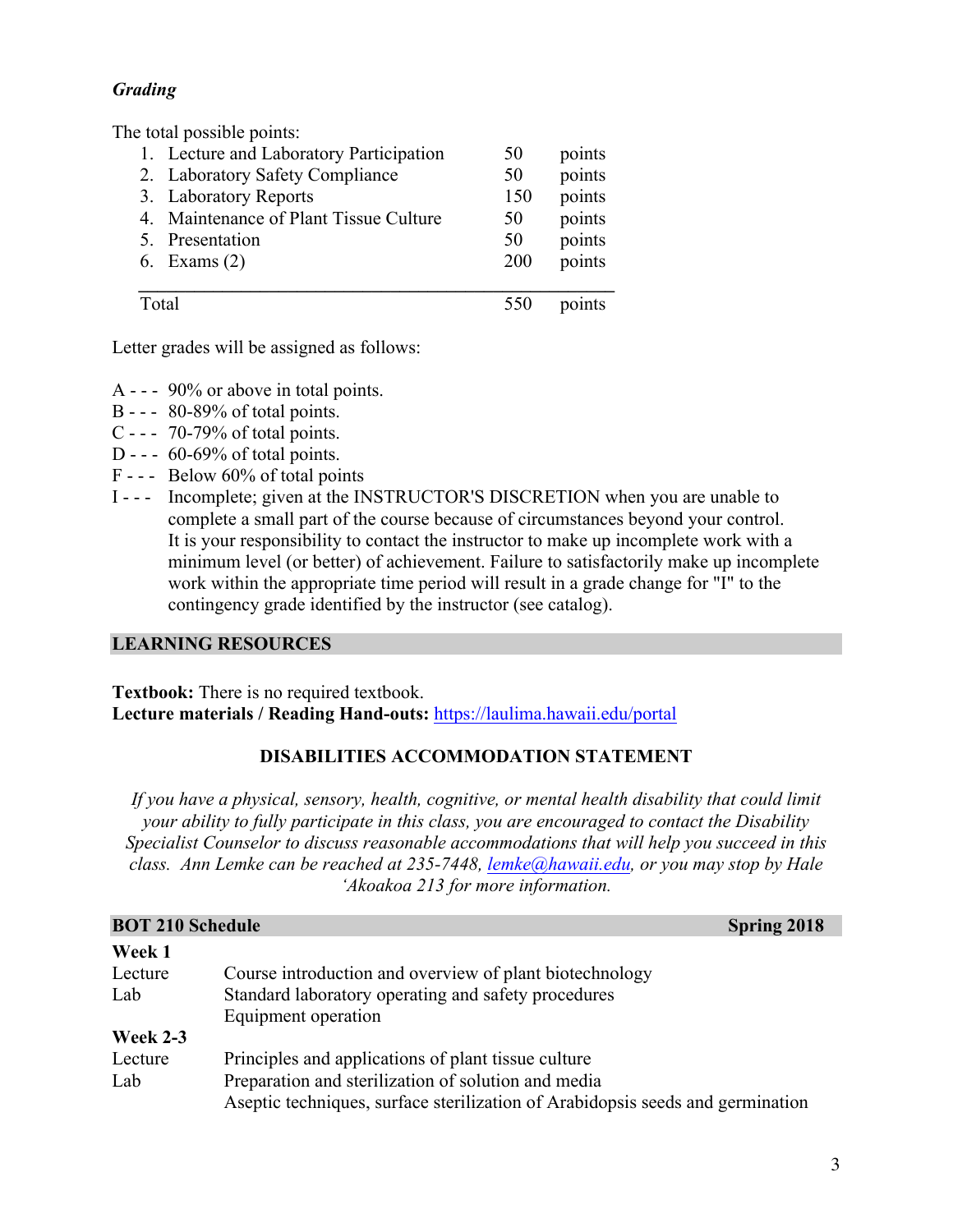### *Grading*

The total possible points:

| | Item | Points | |
|---|---|---|---|
| 1. | Lecture and Laboratory Participation | 50 | points |
| 2. | Laboratory Safety Compliance | 50 | points |
| 3. | Laboratory Reports | 150 | points |
| 4. | Maintenance of Plant Tissue Culture | 50 | points |
| 5. | Presentation | 50 | points |
| 6. | Exams (2) | 200 | points |
| | Total | 550 | points |

Letter grades will be assigned as follows:

A - - - 90% or above in total points.
B - - - 80-89% of total points.
C - - - 70-79% of total points.
D - - - 60-69% of total points.
F - - - Below 60% of total points
I - - - Incomplete; given at the INSTRUCTOR'S DISCRETION when you are unable to complete a small part of the course because of circumstances beyond your control. It is your responsibility to contact the instructor to make up incomplete work with a minimum level (or better) of achievement. Failure to satisfactorily make up incomplete work within the appropriate time period will result in a grade change for "I" to the contingency grade identified by the instructor (see catalog).

## LEARNING RESOURCES

**Textbook:** There is no required textbook.
**Lecture materials / Reading Hand-outs:** https://laulima.hawaii.edu/portal

## DISABILITIES ACCOMMODATION STATEMENT

*If you have a physical, sensory, health, cognitive, or mental health disability that could limit your ability to fully participate in this class, you are encouraged to contact the Disability Specialist Counselor to discuss reasonable accommodations that will help you succeed in this class. Ann Lemke can be reached at 235-7448, lemke@hawaii.edu, or you may stop by Hale ʻAkoakoa 213 for more information.*

## BOT 210 Schedule — Spring 2018

**Week 1**

Lecture — Course introduction and overview of plant biotechnology
Lab — Standard laboratory operating and safety procedures
Equipment operation

**Week 2-3**

Lecture — Principles and applications of plant tissue culture
Lab — Preparation and sterilization of solution and media
Aseptic techniques, surface sterilization of Arabidopsis seeds and germination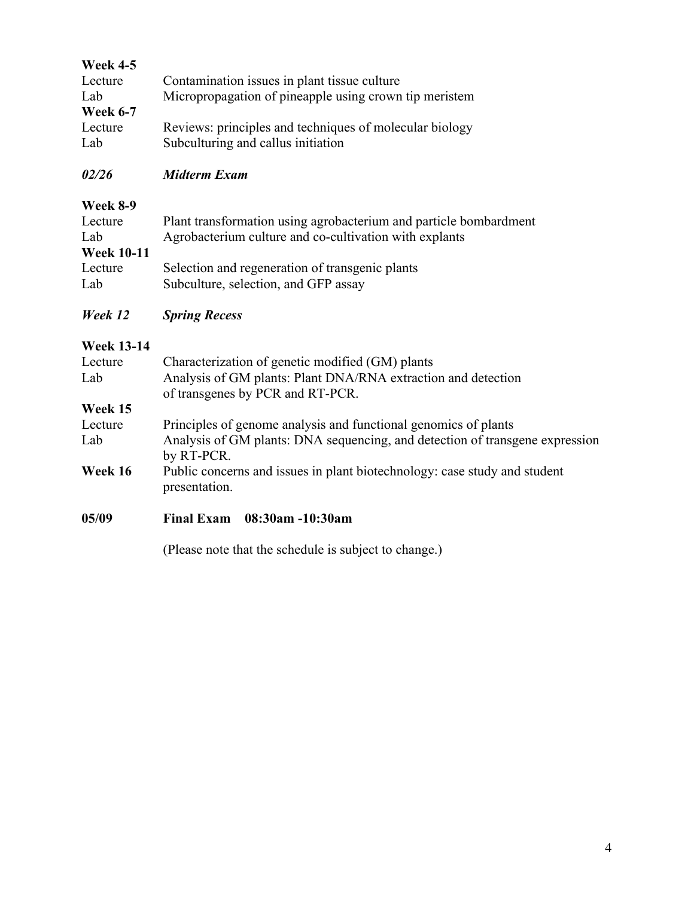**Week 4-5**

Lecture Contamination issues in plant tissue culture

Lab Micropropagation of pineapple using crown tip meristem

**Week 6-7**

Lecture Reviews: principles and techniques of molecular biology

Lab Subculturing and callus initiation

***02/26 Midterm Exam***

**Week 8-9**

Lecture Plant transformation using agrobacterium and particle bombardment

Lab Agrobacterium culture and co-cultivation with explants

**Week 10-11**

Lecture Selection and regeneration of transgenic plants

Lab Subculture, selection, and GFP assay

***Week 12 Spring Recess***

**Week 13-14**

Lecture Characterization of genetic modified (GM) plants

Lab Analysis of GM plants: Plant DNA/RNA extraction and detection of transgenes by PCR and RT-PCR.

**Week 15**

Lecture Principles of genome analysis and functional genomics of plants

Lab Analysis of GM plants: DNA sequencing, and detection of transgene expression by RT-PCR.

**Week 16** Public concerns and issues in plant biotechnology: case study and student presentation.

**05/09 Final Exam 08:30am -10:30am**

(Please note that the schedule is subject to change.)